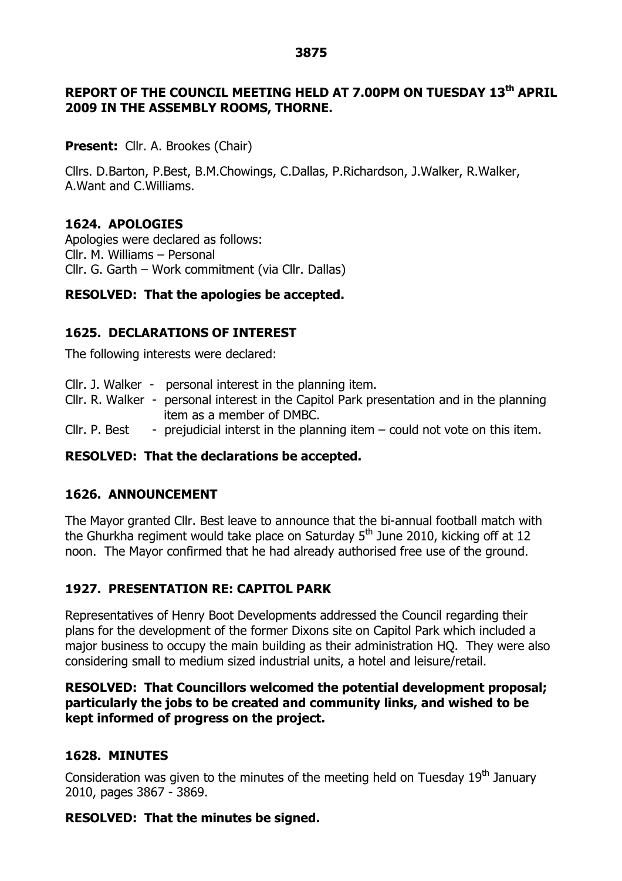## REPORT OF THE COUNCIL MEETING HELD AT 7.00PM ON TUESDAY 13th APRIL 2009 IN THE ASSEMBLY ROOMS, THORNE.

**Present:** Cllr. A. Brookes (Chair)

Cllrs. D.Barton, P.Best, B.M.Chowings, C.Dallas, P.Richardson, J.Walker, R.Walker, A.Want and C.Williams.

### 1624. APOLOGIES

Apologies were declared as follows:
Cllr. M. Williams – Personal
Cllr. G. Garth – Work commitment (via Cllr. Dallas)

**RESOLVED: That the apologies be accepted.**

### 1625. DECLARATIONS OF INTEREST

The following interests were declared:

- Cllr. J. Walker - personal interest in the planning item.
- Cllr. R. Walker - personal interest in the Capitol Park presentation and in the planning item as a member of DMBC.
- Cllr. P. Best - prejudicial interst in the planning item – could not vote on this item.

**RESOLVED: That the declarations be accepted.**

### 1626. ANNOUNCEMENT

The Mayor granted Cllr. Best leave to announce that the bi-annual football match with the Ghurkha regiment would take place on Saturday 5th June 2010, kicking off at 12 noon. The Mayor confirmed that he had already authorised free use of the ground.

### 1927. PRESENTATION RE: CAPITOL PARK

Representatives of Henry Boot Developments addressed the Council regarding their plans for the development of the former Dixons site on Capitol Park which included a major business to occupy the main building as their administration HQ. They were also considering small to medium sized industrial units, a hotel and leisure/retail.

**RESOLVED: That Councillors welcomed the potential development proposal; particularly the jobs to be created and community links, and wished to be kept informed of progress on the project.**

### 1628. MINUTES

Consideration was given to the minutes of the meeting held on Tuesday 19th January 2010, pages 3867 - 3869.

**RESOLVED: That the minutes be signed.**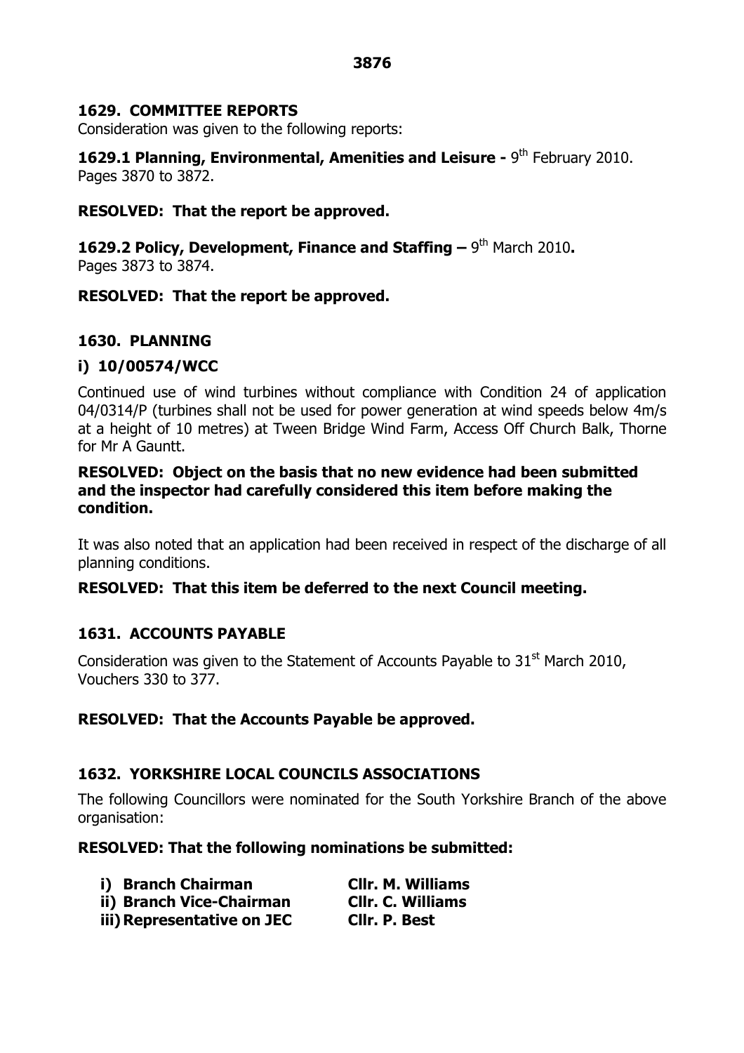## 1629. COMMITTEE REPORTS

Consideration was given to the following reports:

**1629.1 Planning, Environmental, Amenities and Leisure -** 9th February 2010. Pages 3870 to 3872.

**RESOLVED: That the report be approved.**

**1629.2 Policy, Development, Finance and Staffing –** 9th March 2010**.** Pages 3873 to 3874.

**RESOLVED: That the report be approved.**

## 1630. PLANNING

### i) 10/00574/WCC

Continued use of wind turbines without compliance with Condition 24 of application 04/0314/P (turbines shall not be used for power generation at wind speeds below 4m/s at a height of 10 metres) at Tween Bridge Wind Farm, Access Off Church Balk, Thorne for Mr A Gauntt.

**RESOLVED: Object on the basis that no new evidence had been submitted and the inspector had carefully considered this item before making the condition.**

It was also noted that an application had been received in respect of the discharge of all planning conditions.

**RESOLVED: That this item be deferred to the next Council meeting.**

## 1631. ACCOUNTS PAYABLE

Consideration was given to the Statement of Accounts Payable to 31st March 2010, Vouchers 330 to 377.

**RESOLVED: That the Accounts Payable be approved.**

## 1632. YORKSHIRE LOCAL COUNCILS ASSOCIATIONS

The following Councillors were nominated for the South Yorkshire Branch of the above organisation:

**RESOLVED: That the following nominations be submitted:**

- **i) Branch Chairman** — **Cllr. M. Williams**
- **ii) Branch Vice-Chairman** — **Cllr. C. Williams**
- **iii) Representative on JEC** — **Cllr. P. Best**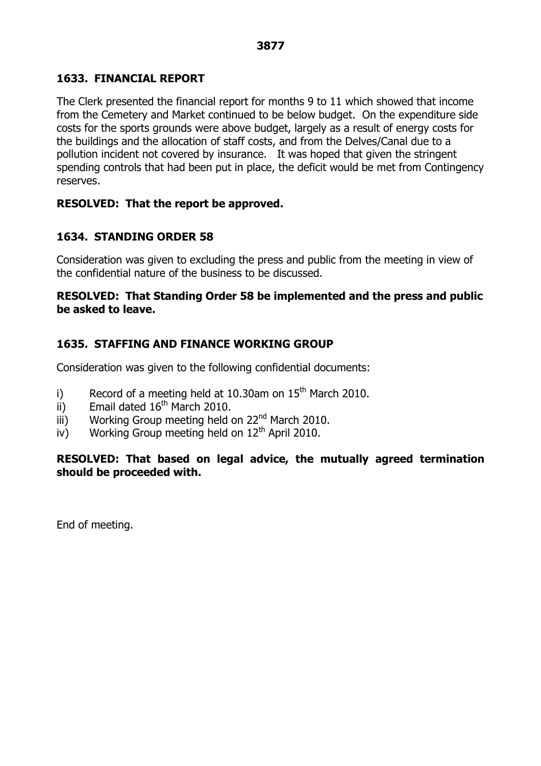## 1633. FINANCIAL REPORT

The Clerk presented the financial report for months 9 to 11 which showed that income from the Cemetery and Market continued to be below budget. On the expenditure side costs for the sports grounds were above budget, largely as a result of energy costs for the buildings and the allocation of staff costs, and from the Delves/Canal due to a pollution incident not covered by insurance. It was hoped that given the stringent spending controls that had been put in place, the deficit would be met from Contingency reserves.

**RESOLVED: That the report be approved.**

## 1634. STANDING ORDER 58

Consideration was given to excluding the press and public from the meeting in view of the confidential nature of the business to be discussed.

**RESOLVED: That Standing Order 58 be implemented and the press and public be asked to leave.**

## 1635. STAFFING AND FINANCE WORKING GROUP

Consideration was given to the following confidential documents:

i) Record of a meeting held at 10.30am on 15th March 2010.
ii) Email dated 16th March 2010.
iii) Working Group meeting held on 22nd March 2010.
iv) Working Group meeting held on 12th April 2010.

**RESOLVED: That based on legal advice, the mutually agreed termination should be proceeded with.**

End of meeting.